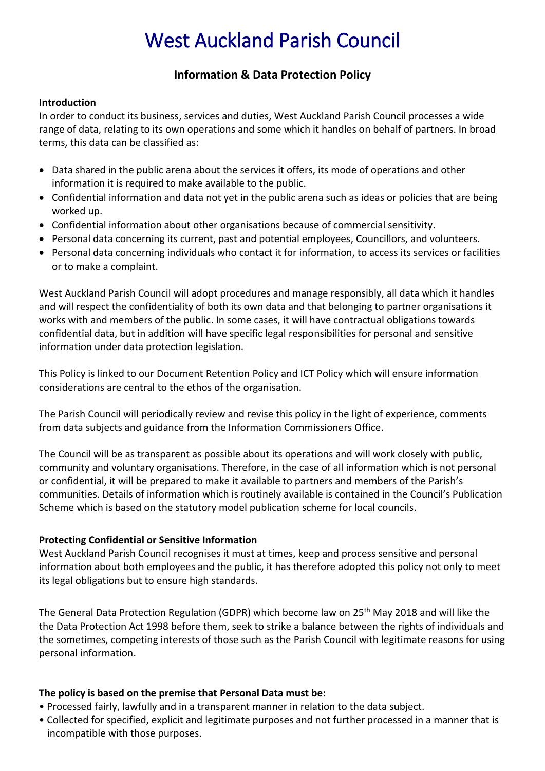# West Auckland Parish Council

## Information & Data Protection Policy

**Introduction**

In order to conduct its business, services and duties, West Auckland Parish Council processes a wide range of data, relating to its own operations and some which it handles on behalf of partners. In broad terms, this data can be classified as:

- Data shared in the public arena about the services it offers, its mode of operations and other information it is required to make available to the public.
- Confidential information and data not yet in the public arena such as ideas or policies that are being worked up.
- Confidential information about other organisations because of commercial sensitivity.
- Personal data concerning its current, past and potential employees, Councillors, and volunteers.
- Personal data concerning individuals who contact it for information, to access its services or facilities or to make a complaint.

West Auckland Parish Council will adopt procedures and manage responsibly, all data which it handles and will respect the confidentiality of both its own data and that belonging to partner organisations it works with and members of the public. In some cases, it will have contractual obligations towards confidential data, but in addition will have specific legal responsibilities for personal and sensitive information under data protection legislation.

This Policy is linked to our Document Retention Policy and ICT Policy which will ensure information considerations are central to the ethos of the organisation.

The Parish Council will periodically review and revise this policy in the light of experience, comments from data subjects and guidance from the Information Commissioners Office.

The Council will be as transparent as possible about its operations and will work closely with public, community and voluntary organisations. Therefore, in the case of all information which is not personal or confidential, it will be prepared to make it available to partners and members of the Parish's communities. Details of information which is routinely available is contained in the Council's Publication Scheme which is based on the statutory model publication scheme for local councils.

**Protecting Confidential or Sensitive Information**

West Auckland Parish Council recognises it must at times, keep and process sensitive and personal information about both employees and the public, it has therefore adopted this policy not only to meet its legal obligations but to ensure high standards.

The General Data Protection Regulation (GDPR) which become law on 25th May 2018 and will like the the Data Protection Act 1998 before them, seek to strike a balance between the rights of individuals and the sometimes, competing interests of those such as the Parish Council with legitimate reasons for using personal information.

**The policy is based on the premise that Personal Data must be:**

- Processed fairly, lawfully and in a transparent manner in relation to the data subject.
- Collected for specified, explicit and legitimate purposes and not further processed in a manner that is incompatible with those purposes.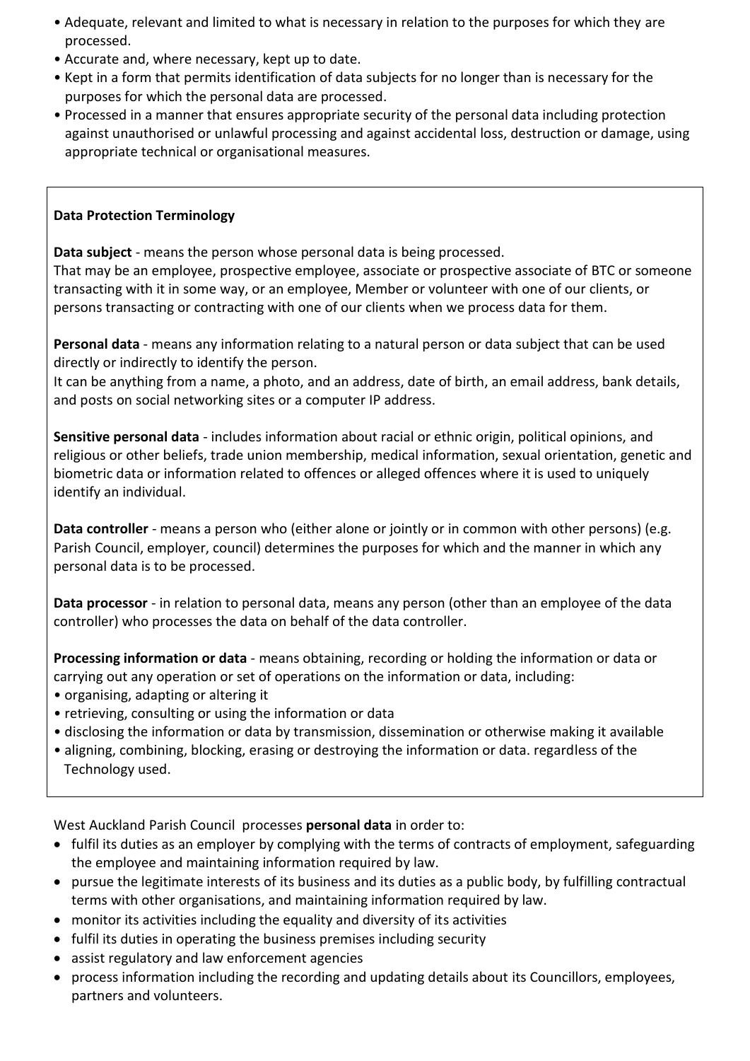- Adequate, relevant and limited to what is necessary in relation to the purposes for which they are processed.
- Accurate and, where necessary, kept up to date.
- Kept in a form that permits identification of data subjects for no longer than is necessary for the purposes for which the personal data are processed.
- Processed in a manner that ensures appropriate security of the personal data including protection against unauthorised or unlawful processing and against accidental loss, destruction or damage, using appropriate technical or organisational measures.

**Data Protection Terminology**

**Data subject** - means the person whose personal data is being processed.
That may be an employee, prospective employee, associate or prospective associate of BTC or someone transacting with it in some way, or an employee, Member or volunteer with one of our clients, or persons transacting or contracting with one of our clients when we process data for them.

**Personal data** - means any information relating to a natural person or data subject that can be used directly or indirectly to identify the person.
It can be anything from a name, a photo, and an address, date of birth, an email address, bank details, and posts on social networking sites or a computer IP address.

**Sensitive personal data** - includes information about racial or ethnic origin, political opinions, and religious or other beliefs, trade union membership, medical information, sexual orientation, genetic and biometric data or information related to offences or alleged offences where it is used to uniquely identify an individual.

**Data controller** - means a person who (either alone or jointly or in common with other persons) (e.g. Parish Council, employer, council) determines the purposes for which and the manner in which any personal data is to be processed.

**Data processor** - in relation to personal data, means any person (other than an employee of the data controller) who processes the data on behalf of the data controller.

**Processing information or data** - means obtaining, recording or holding the information or data or carrying out any operation or set of operations on the information or data, including:
- organising, adapting or altering it
- retrieving, consulting or using the information or data
- disclosing the information or data by transmission, dissemination or otherwise making it available
- aligning, combining, blocking, erasing or destroying the information or data. regardless of the Technology used.

West Auckland Parish Council processes **personal data** in order to:

- fulfil its duties as an employer by complying with the terms of contracts of employment, safeguarding the employee and maintaining information required by law.
- pursue the legitimate interests of its business and its duties as a public body, by fulfilling contractual terms with other organisations, and maintaining information required by law.
- monitor its activities including the equality and diversity of its activities
- fulfil its duties in operating the business premises including security
- assist regulatory and law enforcement agencies
- process information including the recording and updating details about its Councillors, employees, partners and volunteers.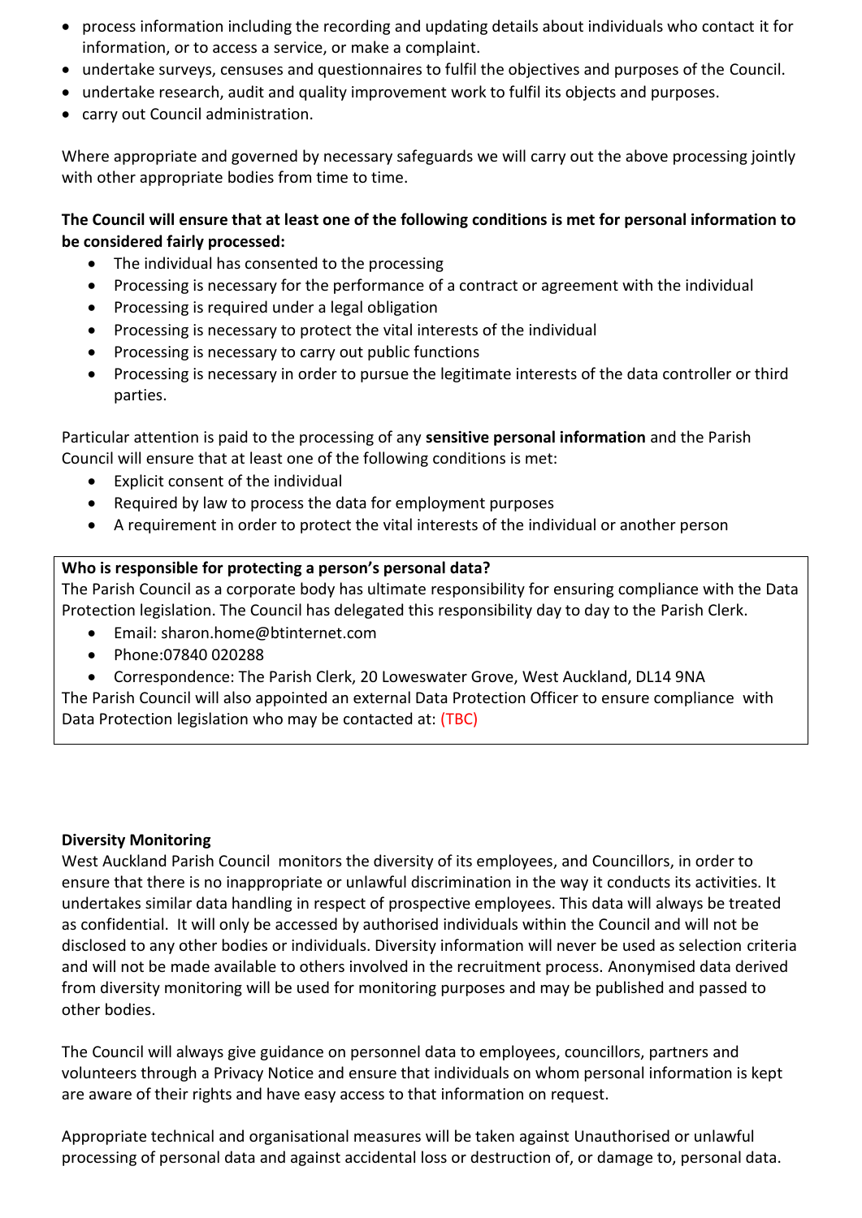- process information including the recording and updating details about individuals who contact it for information, or to access a service, or make a complaint.
- undertake surveys, censuses and questionnaires to fulfil the objectives and purposes of the Council.
- undertake research, audit and quality improvement work to fulfil its objects and purposes.
- carry out Council administration.

Where appropriate and governed by necessary safeguards we will carry out the above processing jointly with other appropriate bodies from time to time.

**The Council will ensure that at least one of the following conditions is met for personal information to be considered fairly processed:**

- The individual has consented to the processing
- Processing is necessary for the performance of a contract or agreement with the individual
- Processing is required under a legal obligation
- Processing is necessary to protect the vital interests of the individual
- Processing is necessary to carry out public functions
- Processing is necessary in order to pursue the legitimate interests of the data controller or third parties.

Particular attention is paid to the processing of any **sensitive personal information** and the Parish Council will ensure that at least one of the following conditions is met:

- Explicit consent of the individual
- Required by law to process the data for employment purposes
- A requirement in order to protect the vital interests of the individual or another person

**Who is responsible for protecting a person's personal data?**

The Parish Council as a corporate body has ultimate responsibility for ensuring compliance with the Data Protection legislation. The Council has delegated this responsibility day to day to the Parish Clerk.

- Email: sharon.home@btinternet.com
- Phone:07840 020288
- Correspondence: The Parish Clerk, 20 Loweswater Grove, West Auckland, DL14 9NA

The Parish Council will also appointed an external Data Protection Officer to ensure compliance with Data Protection legislation who may be contacted at: (TBC)

**Diversity Monitoring**

West Auckland Parish Council monitors the diversity of its employees, and Councillors, in order to ensure that there is no inappropriate or unlawful discrimination in the way it conducts its activities. It undertakes similar data handling in respect of prospective employees. This data will always be treated as confidential. It will only be accessed by authorised individuals within the Council and will not be disclosed to any other bodies or individuals. Diversity information will never be used as selection criteria and will not be made available to others involved in the recruitment process. Anonymised data derived from diversity monitoring will be used for monitoring purposes and may be published and passed to other bodies.

The Council will always give guidance on personnel data to employees, councillors, partners and volunteers through a Privacy Notice and ensure that individuals on whom personal information is kept are aware of their rights and have easy access to that information on request.

Appropriate technical and organisational measures will be taken against Unauthorised or unlawful processing of personal data and against accidental loss or destruction of, or damage to, personal data.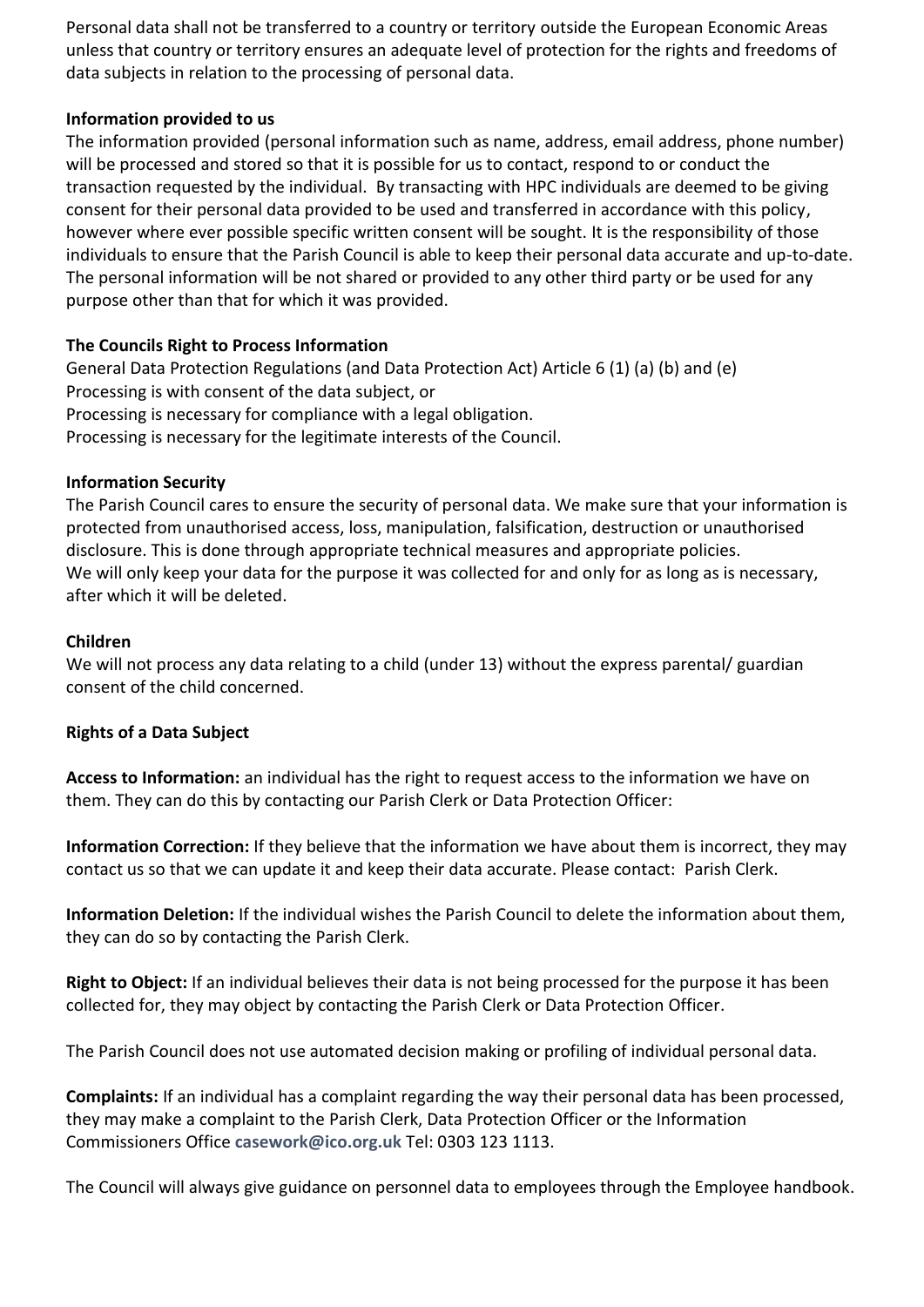Personal data shall not be transferred to a country or territory outside the European Economic Areas unless that country or territory ensures an adequate level of protection for the rights and freedoms of data subjects in relation to the processing of personal data.

**Information provided to us**

The information provided (personal information such as name, address, email address, phone number) will be processed and stored so that it is possible for us to contact, respond to or conduct the transaction requested by the individual. By transacting with HPC individuals are deemed to be giving consent for their personal data provided to be used and transferred in accordance with this policy, however where ever possible specific written consent will be sought. It is the responsibility of those individuals to ensure that the Parish Council is able to keep their personal data accurate and up-to-date. The personal information will be not shared or provided to any other third party or be used for any purpose other than that for which it was provided.

**The Councils Right to Process Information**

General Data Protection Regulations (and Data Protection Act) Article 6 (1) (a) (b) and (e)
Processing is with consent of the data subject, or
Processing is necessary for compliance with a legal obligation.
Processing is necessary for the legitimate interests of the Council.

**Information Security**

The Parish Council cares to ensure the security of personal data. We make sure that your information is protected from unauthorised access, loss, manipulation, falsification, destruction or unauthorised disclosure. This is done through appropriate technical measures and appropriate policies.
We will only keep your data for the purpose it was collected for and only for as long as is necessary, after which it will be deleted.

**Children**

We will not process any data relating to a child (under 13) without the express parental/ guardian consent of the child concerned.

**Rights of a Data Subject**

**Access to Information:** an individual has the right to request access to the information we have on them. They can do this by contacting our Parish Clerk or Data Protection Officer:

**Information Correction:** If they believe that the information we have about them is incorrect, they may contact us so that we can update it and keep their data accurate. Please contact: Parish Clerk.

**Information Deletion:** If the individual wishes the Parish Council to delete the information about them, they can do so by contacting the Parish Clerk.

**Right to Object:** If an individual believes their data is not being processed for the purpose it has been collected for, they may object by contacting the Parish Clerk or Data Protection Officer.

The Parish Council does not use automated decision making or profiling of individual personal data.

**Complaints:** If an individual has a complaint regarding the way their personal data has been processed, they may make a complaint to the Parish Clerk, Data Protection Officer or the Information Commissioners Office **casework@ico.org.uk** Tel: 0303 123 1113.

The Council will always give guidance on personnel data to employees through the Employee handbook.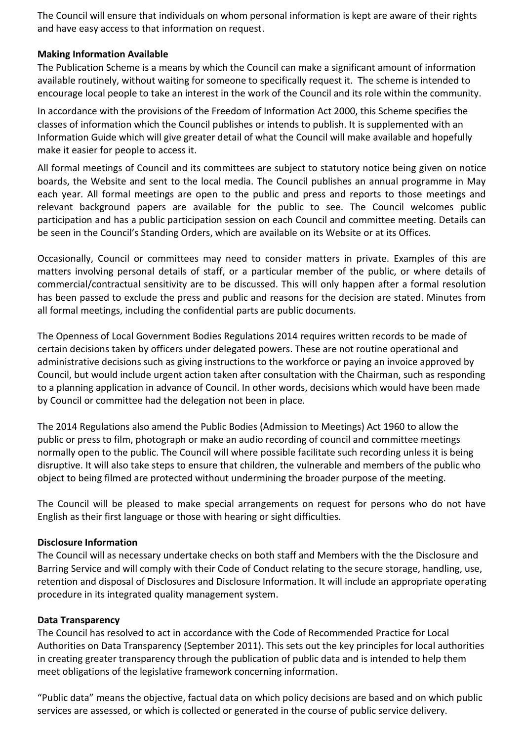The Council will ensure that individuals on whom personal information is kept are aware of their rights and have easy access to that information on request.

**Making Information Available**

The Publication Scheme is a means by which the Council can make a significant amount of information available routinely, without waiting for someone to specifically request it. The scheme is intended to encourage local people to take an interest in the work of the Council and its role within the community.

In accordance with the provisions of the Freedom of Information Act 2000, this Scheme specifies the classes of information which the Council publishes or intends to publish. It is supplemented with an Information Guide which will give greater detail of what the Council will make available and hopefully make it easier for people to access it.

All formal meetings of Council and its committees are subject to statutory notice being given on notice boards, the Website and sent to the local media. The Council publishes an annual programme in May each year. All formal meetings are open to the public and press and reports to those meetings and relevant background papers are available for the public to see. The Council welcomes public participation and has a public participation session on each Council and committee meeting. Details can be seen in the Council's Standing Orders, which are available on its Website or at its Offices.

Occasionally, Council or committees may need to consider matters in private. Examples of this are matters involving personal details of staff, or a particular member of the public, or where details of commercial/contractual sensitivity are to be discussed. This will only happen after a formal resolution has been passed to exclude the press and public and reasons for the decision are stated. Minutes from all formal meetings, including the confidential parts are public documents.

The Openness of Local Government Bodies Regulations 2014 requires written records to be made of certain decisions taken by officers under delegated powers. These are not routine operational and administrative decisions such as giving instructions to the workforce or paying an invoice approved by Council, but would include urgent action taken after consultation with the Chairman, such as responding to a planning application in advance of Council. In other words, decisions which would have been made by Council or committee had the delegation not been in place.

The 2014 Regulations also amend the Public Bodies (Admission to Meetings) Act 1960 to allow the public or press to film, photograph or make an audio recording of council and committee meetings normally open to the public. The Council will where possible facilitate such recording unless it is being disruptive. It will also take steps to ensure that children, the vulnerable and members of the public who object to being filmed are protected without undermining the broader purpose of the meeting.

The Council will be pleased to make special arrangements on request for persons who do not have English as their first language or those with hearing or sight difficulties.

**Disclosure Information**

The Council will as necessary undertake checks on both staff and Members with the the Disclosure and Barring Service and will comply with their Code of Conduct relating to the secure storage, handling, use, retention and disposal of Disclosures and Disclosure Information. It will include an appropriate operating procedure in its integrated quality management system.

**Data Transparency**

The Council has resolved to act in accordance with the Code of Recommended Practice for Local Authorities on Data Transparency (September 2011). This sets out the key principles for local authorities in creating greater transparency through the publication of public data and is intended to help them meet obligations of the legislative framework concerning information.

"Public data" means the objective, factual data on which policy decisions are based and on which public services are assessed, or which is collected or generated in the course of public service delivery.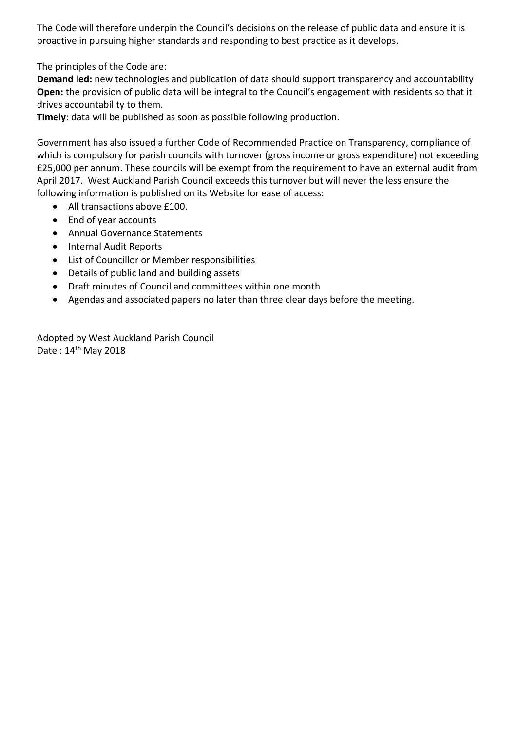The Code will therefore underpin the Council's decisions on the release of public data and ensure it is proactive in pursuing higher standards and responding to best practice as it develops.

The principles of the Code are:

**Demand led:** new technologies and publication of data should support transparency and accountability

**Open:** the provision of public data will be integral to the Council's engagement with residents so that it drives accountability to them.

**Timely**: data will be published as soon as possible following production.

Government has also issued a further Code of Recommended Practice on Transparency, compliance of which is compulsory for parish councils with turnover (gross income or gross expenditure) not exceeding £25,000 per annum. These councils will be exempt from the requirement to have an external audit from April 2017. West Auckland Parish Council exceeds this turnover but will never the less ensure the following information is published on its Website for ease of access:

- All transactions above £100.
- End of year accounts
- Annual Governance Statements
- Internal Audit Reports
- List of Councillor or Member responsibilities
- Details of public land and building assets
- Draft minutes of Council and committees within one month
- Agendas and associated papers no later than three clear days before the meeting.

Adopted by West Auckland Parish Council
Date : 14th May 2018